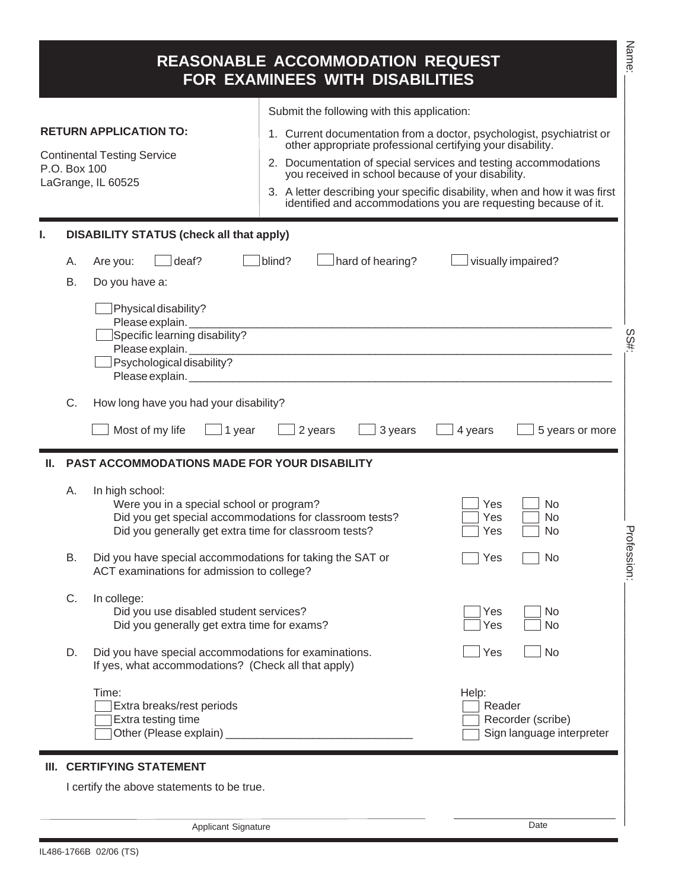# REASONABLE ACCOMMODATION REQUEST FOR EXAMINEES WITH DISABILITIES

Name: ______________________

SS#: ______________________

Profession: ______________________

**RETURN APPLICATION TO:**

Continental Testing Service
P.O. Box 100
LaGrange, IL 60525

Submit the following with this application:

1. Current documentation from a doctor, psychologist, psychiatrist or other appropriate professional certifying your disability.
2. Documentation of special services and testing accommodations you received in school because of your disability.
3. A letter describing your specific disability, when and how it was first identified and accommodations you are requesting because of it.

## I. DISABILITY STATUS (check all that apply)

A. Are you: ☐ deaf? ☐ blind? ☐ hard of hearing? ☐ visually impaired?

B. Do you have a:

☐ Physical disability?
Please explain. ______________________

☐ Specific learning disability?
Please explain. ______________________

☐ Psychological disability?
Please explain. ______________________

C. How long have you had your disability?

☐ Most of my life ☐ 1 year ☐ 2 years ☐ 3 years ☐ 4 years ☐ 5 years or more

## II. PAST ACCOMMODATIONS MADE FOR YOUR DISABILITY

A. In high school:
- Were you in a special school or program? ☐ Yes ☐ No
- Did you get special accommodations for classroom tests? ☐ Yes ☐ No
- Did you generally get extra time for classroom tests? ☐ Yes ☐ No

B. Did you have special accommodations for taking the SAT or ACT examinations for admission to college? ☐ Yes ☐ No

C. In college:
- Did you use disabled student services? ☐ Yes ☐ No
- Did you generally get extra time for exams? ☐ Yes ☐ No

D. Did you have special accommodations for examinations. ☐ Yes ☐ No
If yes, what accommodations? (Check all that apply)

Time:
- ☐ Extra breaks/rest periods
- ☐ Extra testing time
- ☐ Other (Please explain) ______________________

Help:
- ☐ Reader
- ☐ Recorder (scribe)
- ☐ Sign language interpreter

## III. CERTIFYING STATEMENT

I certify the above statements to be true.

______________________ Applicant Signature

______________________ Date

IL486-1766B 02/06 (TS)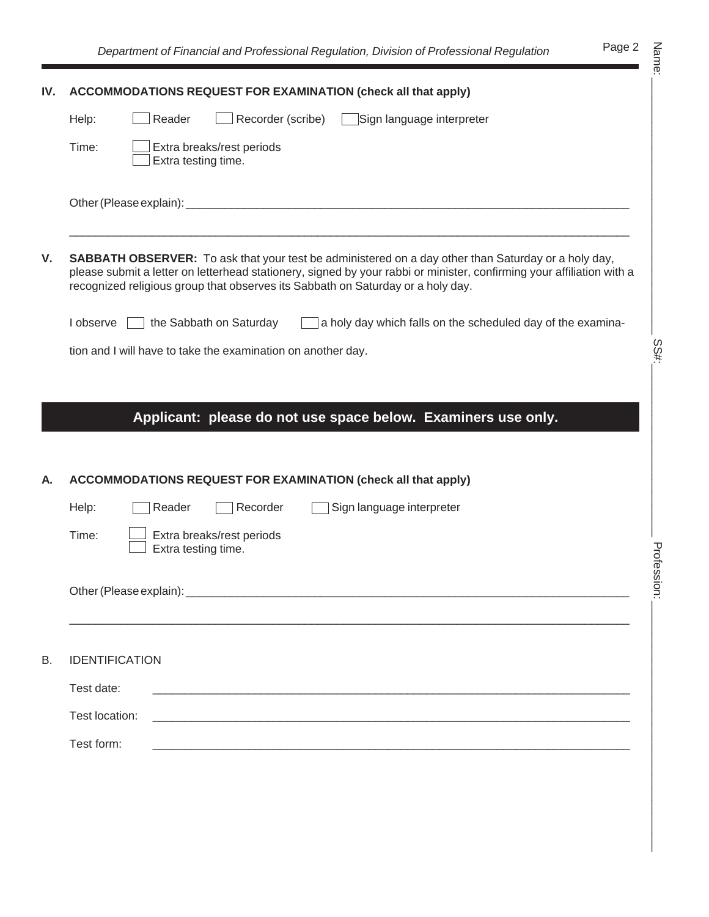## IV. ACCOMMODATIONS REQUEST FOR EXAMINATION (check all that apply)

Help: ☐ Reader ☐ Recorder (scribe) ☐ Sign language interpreter

Time: ☐ Extra breaks/rest periods
☐ Extra testing time.

Other (Please explain): ______________________________________________________________________

______________________________________________________________________________________

## V. SABBATH OBSERVER:

**SABBATH OBSERVER:** To ask that your test be administered on a day other than Saturday or a holy day, please submit a letter on letterhead stationery, signed by your rabbi or minister, confirming your affiliation with a recognized religious group that observes its Sabbath on Saturday or a holy day.

I observe ☐ the Sabbath on Saturday ☐ a holy day which falls on the scheduled day of the examination and I will have to take the examination on another day.

**Applicant: please do not use space below. Examiners use only.**

## A. ACCOMMODATIONS REQUEST FOR EXAMINATION (check all that apply)

Help: ☐ Reader ☐ Recorder ☐ Sign language interpreter

Time: ☐ Extra breaks/rest periods
☐ Extra testing time.

Other (Please explain): ______________________________________________________________________

______________________________________________________________________________________

## B. IDENTIFICATION

Test date: ______________________________________________________________________

Test location: ______________________________________________________________________

Test form: ______________________________________________________________________

Name: ______________ SS#: ______________ Profession: ______________